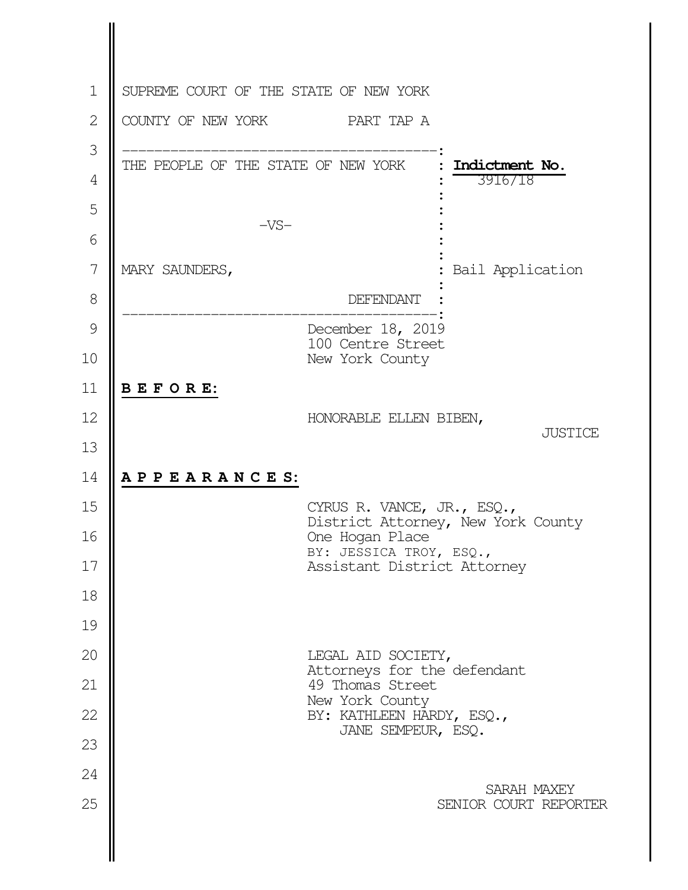SUPREME COURT OF THE STATE OF NEW YORK

COUNTY OF NEW YORK PART TAP A

| | |
|---|---|
| THE PEOPLE OF THE STATE OF NEW YORK | **Indictment No.** 3916/18 |
| -VS- | |
| MARY SAUNDERS, | Bail Application |
| DEFENDANT | |

December 18, 2019
100 Centre Street
New York County

**B E F O R E:**

HONORABLE ELLEN BIBEN,
JUSTICE

**A P P E A R A N C E S:**

CYRUS R. VANCE, JR., ESQ.,
District Attorney, New York County
One Hogan Place
BY: JESSICA TROY, ESQ.,
Assistant District Attorney

LEGAL AID SOCIETY,
Attorneys for the defendant
49 Thomas Street
New York County
BY: KATHLEEN HARDY, ESQ.,
JANE SEMPEUR, ESQ.

SARAH MAXEY
SENIOR COURT REPORTER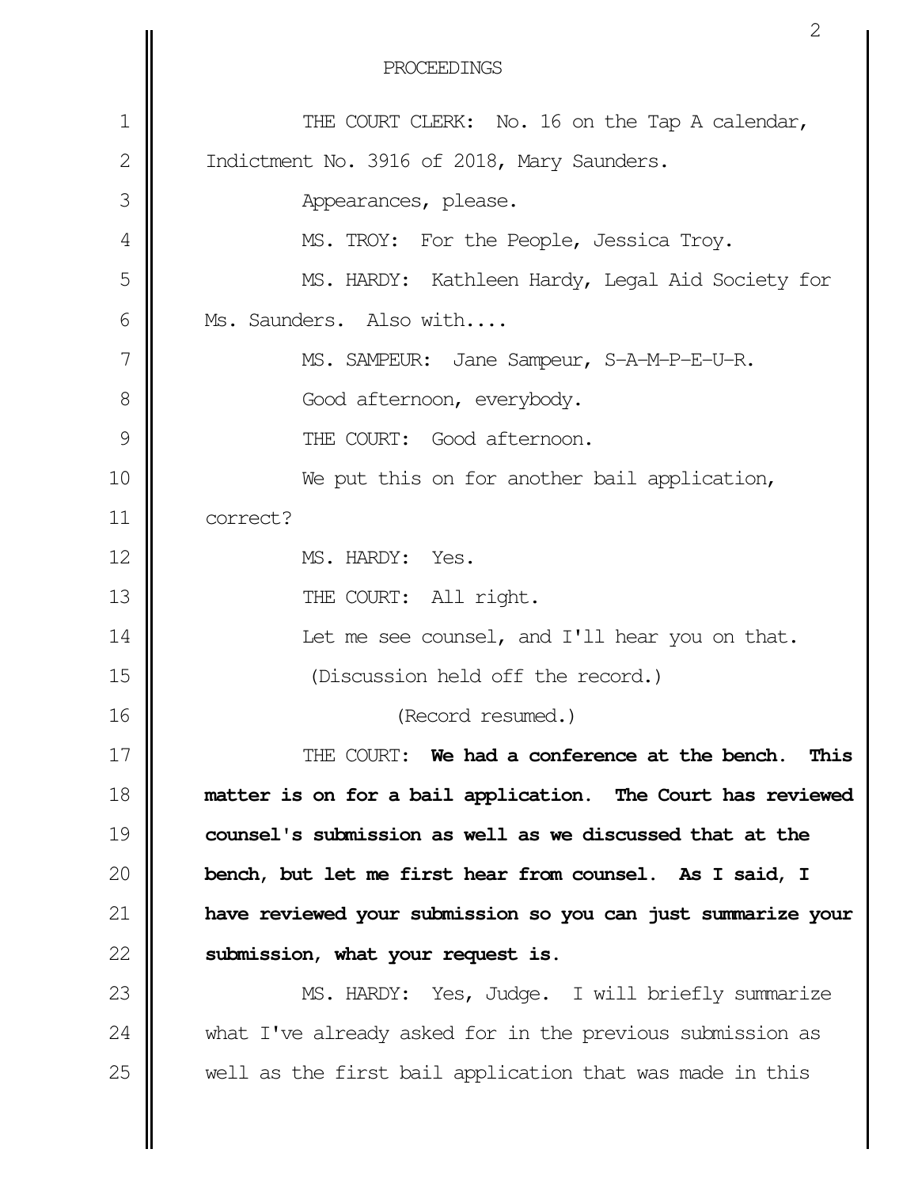PROCEEDINGS

THE COURT CLERK: No. 16 on the Tap A calendar, Indictment No. 3916 of 2018, Mary Saunders.

Appearances, please.

MS. TROY: For the People, Jessica Troy.

MS. HARDY: Kathleen Hardy, Legal Aid Society for Ms. Saunders. Also with....

MS. SAMPEUR: Jane Sampeur, S-A-M-P-E-U-R.

Good afternoon, everybody.

THE COURT: Good afternoon.

We put this on for another bail application, correct?

MS. HARDY: Yes.

THE COURT: All right.

Let me see counsel, and I'll hear you on that.

(Discussion held off the record.)

(Record resumed.)

THE COURT: **We had a conference at the bench. This matter is on for a bail application. The Court has reviewed counsel's submission as well as we discussed that at the bench, but let me first hear from counsel. As I said, I have reviewed your submission so you can just summarize your submission, what your request is.**

MS. HARDY: Yes, Judge. I will briefly summarize what I've already asked for in the previous submission as well as the first bail application that was made in this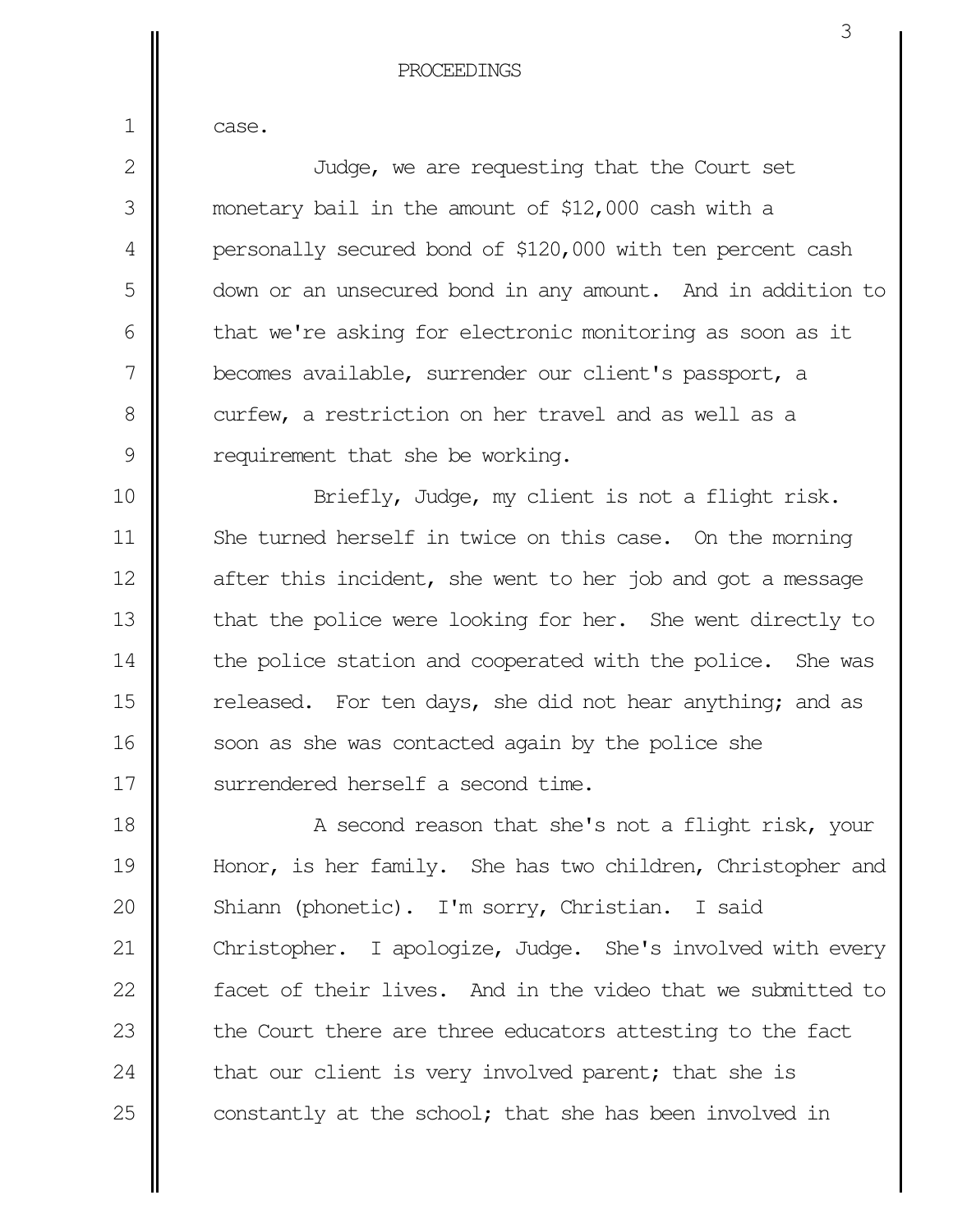PROCEEDINGS

case.

Judge, we are requesting that the Court set monetary bail in the amount of $12,000 cash with a personally secured bond of $120,000 with ten percent cash down or an unsecured bond in any amount. And in addition to that we're asking for electronic monitoring as soon as it becomes available, surrender our client's passport, a curfew, a restriction on her travel and as well as a requirement that she be working.

Briefly, Judge, my client is not a flight risk. She turned herself in twice on this case. On the morning after this incident, she went to her job and got a message that the police were looking for her. She went directly to the police station and cooperated with the police. She was released. For ten days, she did not hear anything; and as soon as she was contacted again by the police she surrendered herself a second time.

A second reason that she's not a flight risk, your Honor, is her family. She has two children, Christopher and Shiann (phonetic). I'm sorry, Christian. I said Christopher. I apologize, Judge. She's involved with every facet of their lives. And in the video that we submitted to the Court there are three educators attesting to the fact that our client is very involved parent; that she is constantly at the school; that she has been involved in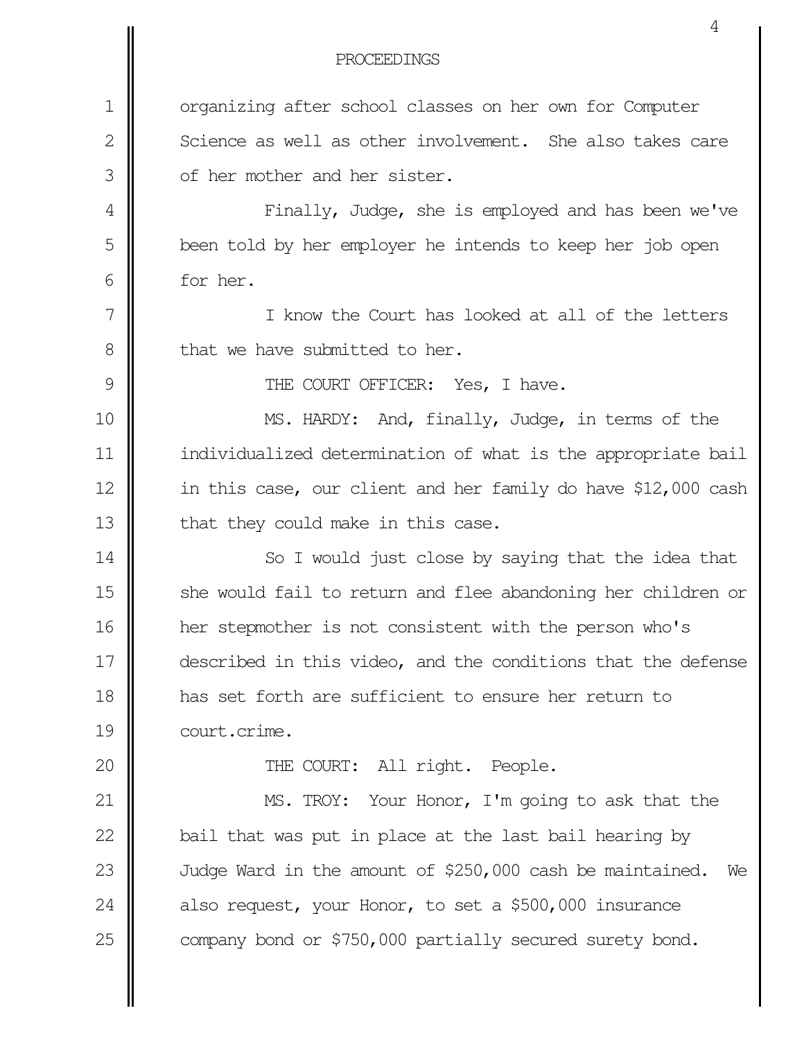PROCEEDINGS

1 organizing after school classes on her own for Computer
2 Science as well as other involvement. She also takes care
3 of her mother and her sister.
4 Finally, Judge, she is employed and has been we've
5 been told by her employer he intends to keep her job open
6 for her.
7 I know the Court has looked at all of the letters
8 that we have submitted to her.
9 THE COURT OFFICER: Yes, I have.
10 MS. HARDY: And, finally, Judge, in terms of the
11 individualized determination of what is the appropriate bail
12 in this case, our client and her family do have $12,000 cash
13 that they could make in this case.
14 So I would just close by saying that the idea that
15 she would fail to return and flee abandoning her children or
16 her stepmother is not consistent with the person who's
17 described in this video, and the conditions that the defense
18 has set forth are sufficient to ensure her return to
19 court.crime.
20 THE COURT: All right. People.
21 MS. TROY: Your Honor, I'm going to ask that the
22 bail that was put in place at the last bail hearing by
23 Judge Ward in the amount of $250,000 cash be maintained. We
24 also request, your Honor, to set a $500,000 insurance
25 company bond or $750,000 partially secured surety bond.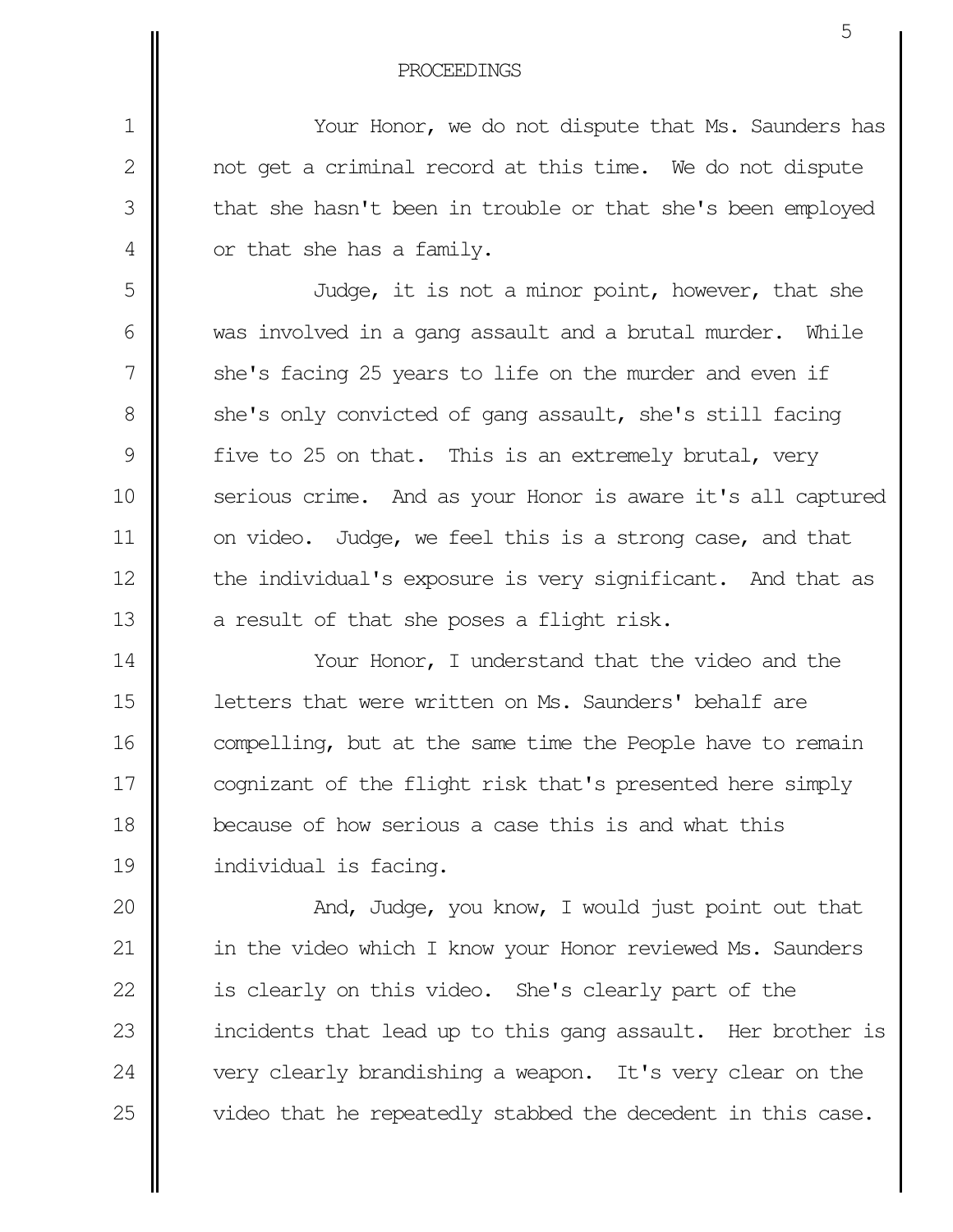PROCEEDINGS

Your Honor, we do not dispute that Ms. Saunders has not get a criminal record at this time. We do not dispute that she hasn't been in trouble or that she's been employed or that she has a family.

Judge, it is not a minor point, however, that she was involved in a gang assault and a brutal murder. While she's facing 25 years to life on the murder and even if she's only convicted of gang assault, she's still facing five to 25 on that. This is an extremely brutal, very serious crime. And as your Honor is aware it's all captured on video. Judge, we feel this is a strong case, and that the individual's exposure is very significant. And that as a result of that she poses a flight risk.

Your Honor, I understand that the video and the letters that were written on Ms. Saunders' behalf are compelling, but at the same time the People have to remain cognizant of the flight risk that's presented here simply because of how serious a case this is and what this individual is facing.

And, Judge, you know, I would just point out that in the video which I know your Honor reviewed Ms. Saunders is clearly on this video. She's clearly part of the incidents that lead up to this gang assault. Her brother is very clearly brandishing a weapon. It's very clear on the video that he repeatedly stabbed the decedent in this case.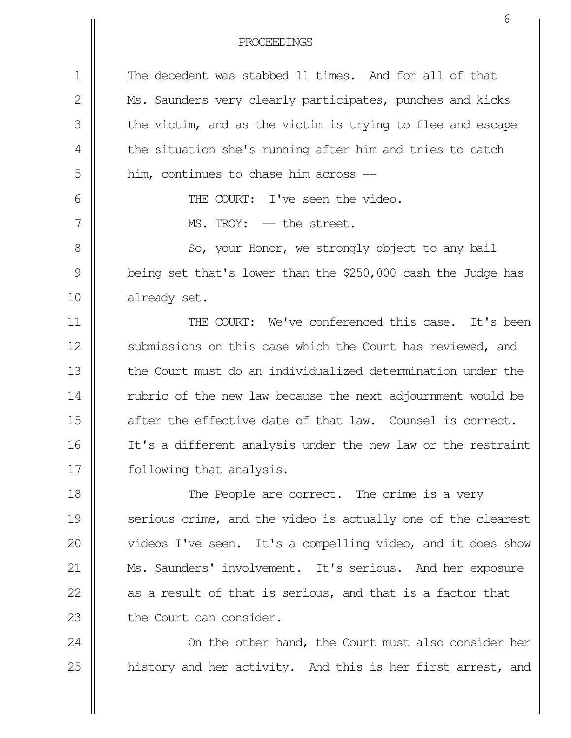PROCEEDINGS

The decedent was stabbed 11 times. And for all of that Ms. Saunders very clearly participates, punches and kicks the victim, and as the victim is trying to flee and escape the situation she's running after him and tries to catch him, continues to chase him across --

THE COURT: I've seen the video.

MS. TROY: -- the street.

So, your Honor, we strongly object to any bail being set that's lower than the $250,000 cash the Judge has already set.

THE COURT: We've conferenced this case. It's been submissions on this case which the Court has reviewed, and the Court must do an individualized determination under the rubric of the new law because the next adjournment would be after the effective date of that law. Counsel is correct. It's a different analysis under the new law or the restraint following that analysis.

The People are correct. The crime is a very serious crime, and the video is actually one of the clearest videos I've seen. It's a compelling video, and it does show Ms. Saunders' involvement. It's serious. And her exposure as a result of that is serious, and that is a factor that the Court can consider.

On the other hand, the Court must also consider her history and her activity. And this is her first arrest, and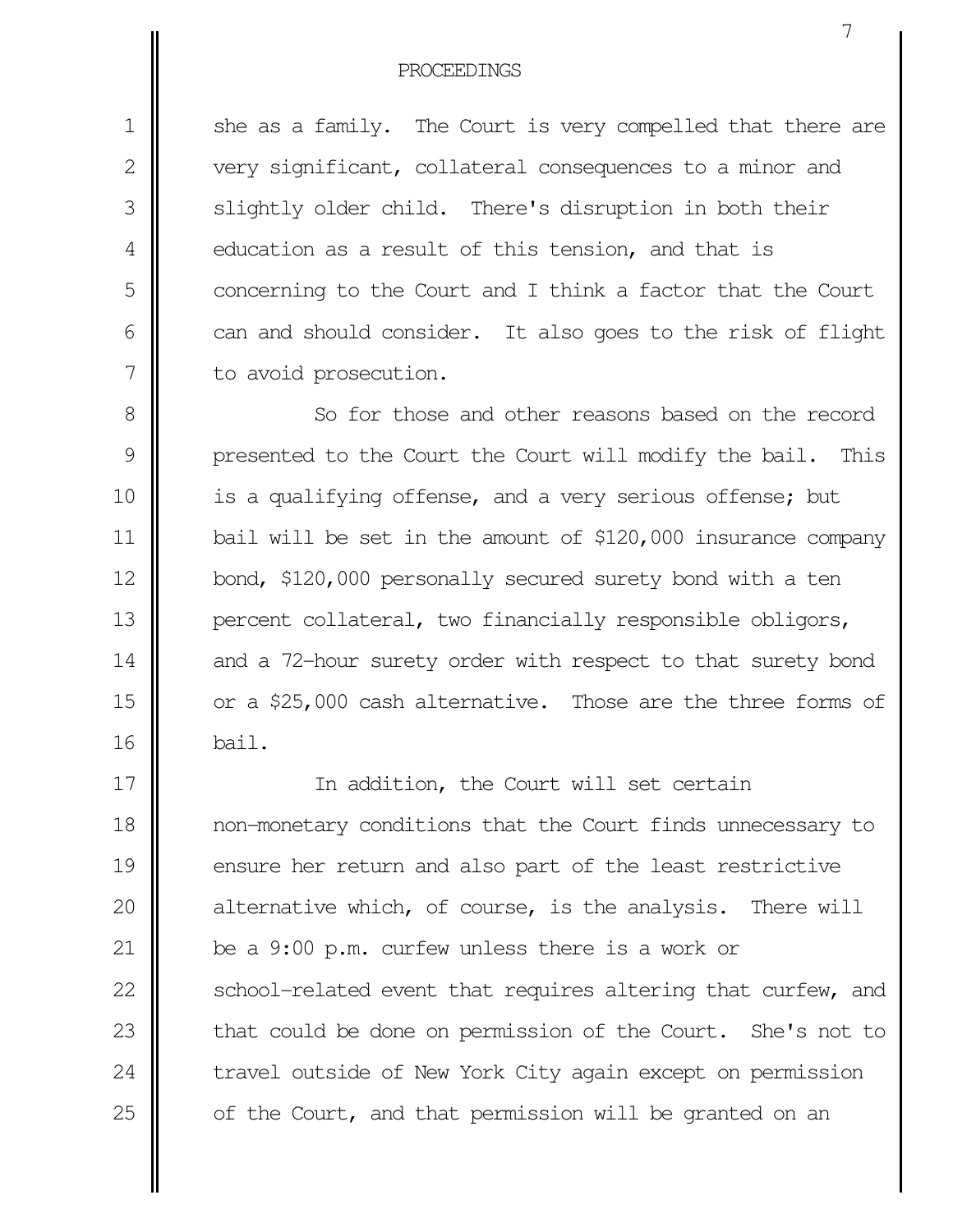she as a family. The Court is very compelled that there are very significant, collateral consequences to a minor and slightly older child. There's disruption in both their education as a result of this tension, and that is concerning to the Court and I think a factor that the Court can and should consider. It also goes to the risk of flight to avoid prosecution.

So for those and other reasons based on the record presented to the Court the Court will modify the bail. This is a qualifying offense, and a very serious offense; but bail will be set in the amount of $120,000 insurance company bond, $120,000 personally secured surety bond with a ten percent collateral, two financially responsible obligors, and a 72-hour surety order with respect to that surety bond or a $25,000 cash alternative. Those are the three forms of bail.

In addition, the Court will set certain non-monetary conditions that the Court finds unnecessary to ensure her return and also part of the least restrictive alternative which, of course, is the analysis. There will be a 9:00 p.m. curfew unless there is a work or school-related event that requires altering that curfew, and that could be done on permission of the Court. She's not to travel outside of New York City again except on permission of the Court, and that permission will be granted on an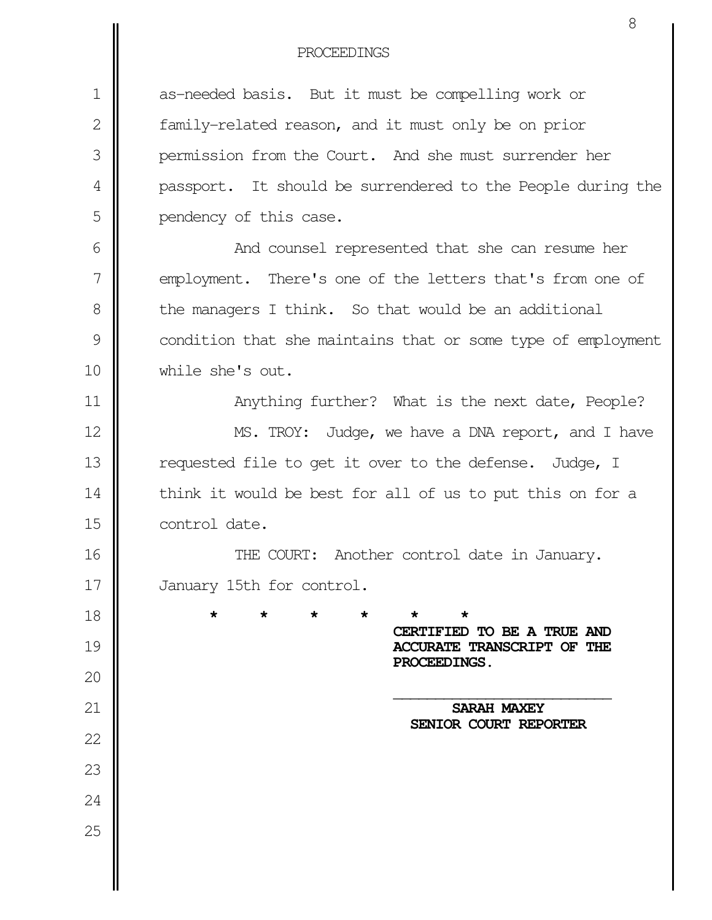as-needed basis. But it must be compelling work or family-related reason, and it must only be on prior permission from the Court. And she must surrender her passport. It should be surrendered to the People during the pendency of this case.

And counsel represented that she can resume her employment. There's one of the letters that's from one of the managers I think. So that would be an additional condition that she maintains that or some type of employment while she's out.

Anything further? What is the next date, People?

MS. TROY: Judge, we have a DNA report, and I have requested file to get it over to the defense. Judge, I think it would be best for all of us to put this on for a control date.

THE COURT: Another control date in January. January 15th for control.

\* \* \* \* \* \*

**CERTIFIED TO BE A TRUE AND ACCURATE TRANSCRIPT OF THE PROCEEDINGS.**

\_\_\_\_\_\_\_\_\_\_\_\_\_\_\_\_\_\_\_\_\_\_\_\_\_\_

**SARAH MAXEY**
**SENIOR COURT REPORTER**